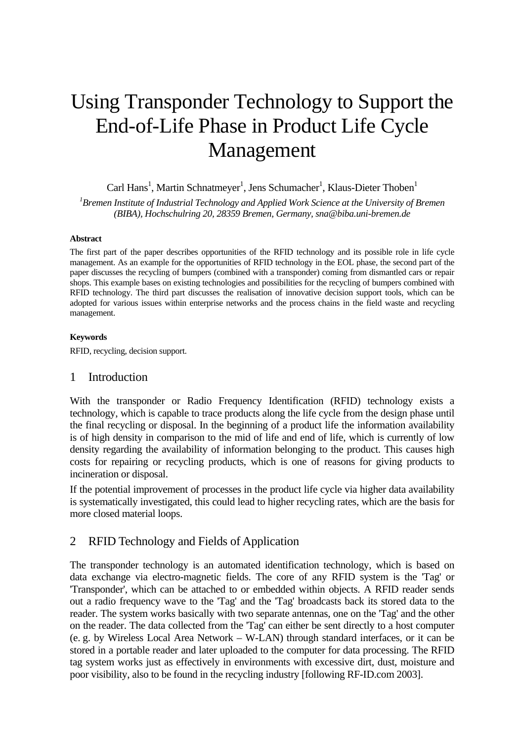# Using Transponder Technology to Support the End-of-Life Phase in Product Life Cycle Management

Carl Hans[1], Martin Schnatmeyer[1], Jens Schumacher[1], Klaus-Dieter Thoben[1]

*[1]Bremen Institute of Industrial Technology and Applied Work Science at the University of Bremen (BIBA), Hochschulring 20, 28359 Bremen, Germany, sna@biba.uni-bremen.de*

#### Abstract

The first part of the paper describes opportunities of the RFID technology and its possible role in life cycle management. As an example for the opportunities of RFID technology in the EOL phase, the second part of the paper discusses the recycling of bumpers (combined with a transponder) coming from dismantled cars or repair shops. This example bases on existing technologies and possibilities for the recycling of bumpers combined with RFID technology. The third part discusses the realisation of innovative decision support tools, which can be adopted for various issues within enterprise networks and the process chains in the field waste and recycling management.

#### Keywords

RFID, recycling, decision support.

## 1 Introduction

With the transponder or Radio Frequency Identification (RFID) technology exists a technology, which is capable to trace products along the life cycle from the design phase until the final recycling or disposal. In the beginning of a product life the information availability is of high density in comparison to the mid of life and end of life, which is currently of low density regarding the availability of information belonging to the product. This causes high costs for repairing or recycling products, which is one of reasons for giving products to incineration or disposal.

If the potential improvement of processes in the product life cycle via higher data availability is systematically investigated, this could lead to higher recycling rates, which are the basis for more closed material loops.

## 2 RFID Technology and Fields of Application

The transponder technology is an automated identification technology, which is based on data exchange via electro-magnetic fields. The core of any RFID system is the 'Tag' or 'Transponder', which can be attached to or embedded within objects. A RFID reader sends out a radio frequency wave to the 'Tag' and the 'Tag' broadcasts back its stored data to the reader. The system works basically with two separate antennas, one on the 'Tag' and the other on the reader. The data collected from the 'Tag' can either be sent directly to a host computer (e. g. by Wireless Local Area Network – W-LAN) through standard interfaces, or it can be stored in a portable reader and later uploaded to the computer for data processing. The RFID tag system works just as effectively in environments with excessive dirt, dust, moisture and poor visibility, also to be found in the recycling industry [following RF-ID.com 2003].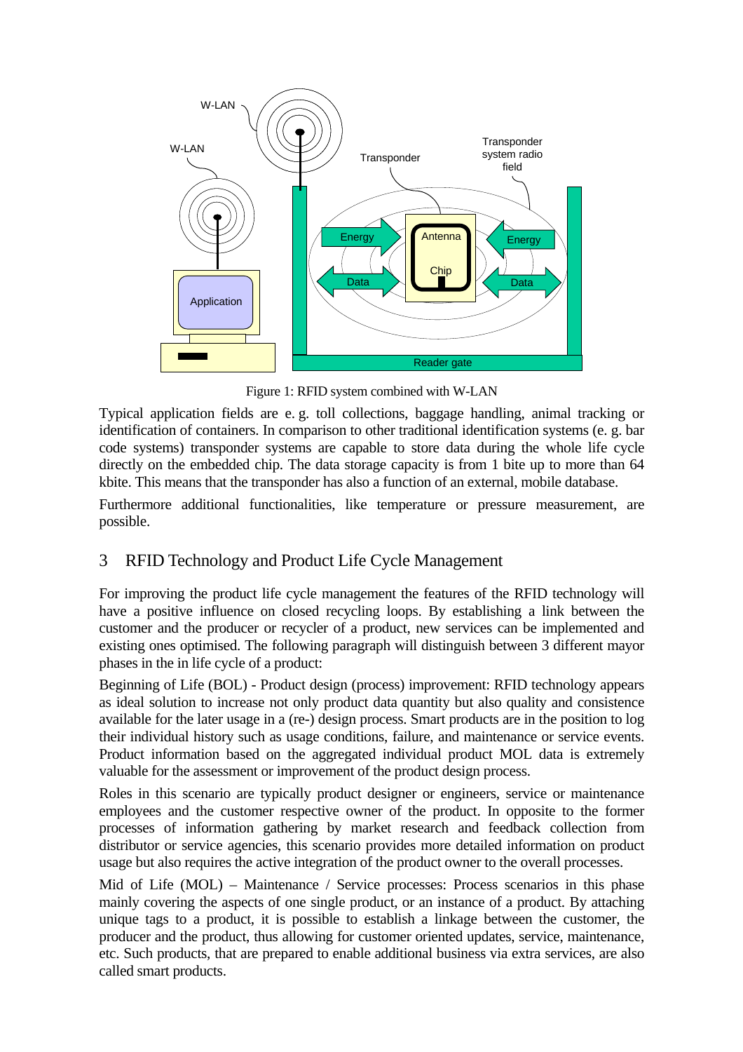Figure 1: RFID system combined with W-LAN

Typical application fields are e. g. toll collections, baggage handling, animal tracking or identification of containers. In comparison to other traditional identification systems (e. g. bar code systems) transponder systems are capable to store data during the whole life cycle directly on the embedded chip. The data storage capacity is from 1 bite up to more than 64 kbite. This means that the transponder has also a function of an external, mobile database.

Furthermore additional functionalities, like temperature or pressure measurement, are possible.

## 3 RFID Technology and Product Life Cycle Management

For improving the product life cycle management the features of the RFID technology will have a positive influence on closed recycling loops. By establishing a link between the customer and the producer or recycler of a product, new services can be implemented and existing ones optimised. The following paragraph will distinguish between 3 different mayor phases in the in life cycle of a product:

Beginning of Life (BOL) - Product design (process) improvement: RFID technology appears as ideal solution to increase not only product data quantity but also quality and consistence available for the later usage in a (re-) design process. Smart products are in the position to log their individual history such as usage conditions, failure, and maintenance or service events. Product information based on the aggregated individual product MOL data is extremely valuable for the assessment or improvement of the product design process.

Roles in this scenario are typically product designer or engineers, service or maintenance employees and the customer respective owner of the product. In opposite to the former processes of information gathering by market research and feedback collection from distributor or service agencies, this scenario provides more detailed information on product usage but also requires the active integration of the product owner to the overall processes.

Mid of Life (MOL) – Maintenance / Service processes: Process scenarios in this phase mainly covering the aspects of one single product, or an instance of a product. By attaching unique tags to a product, it is possible to establish a linkage between the customer, the producer and the product, thus allowing for customer oriented updates, service, maintenance, etc. Such products, that are prepared to enable additional business via extra services, are also called smart products.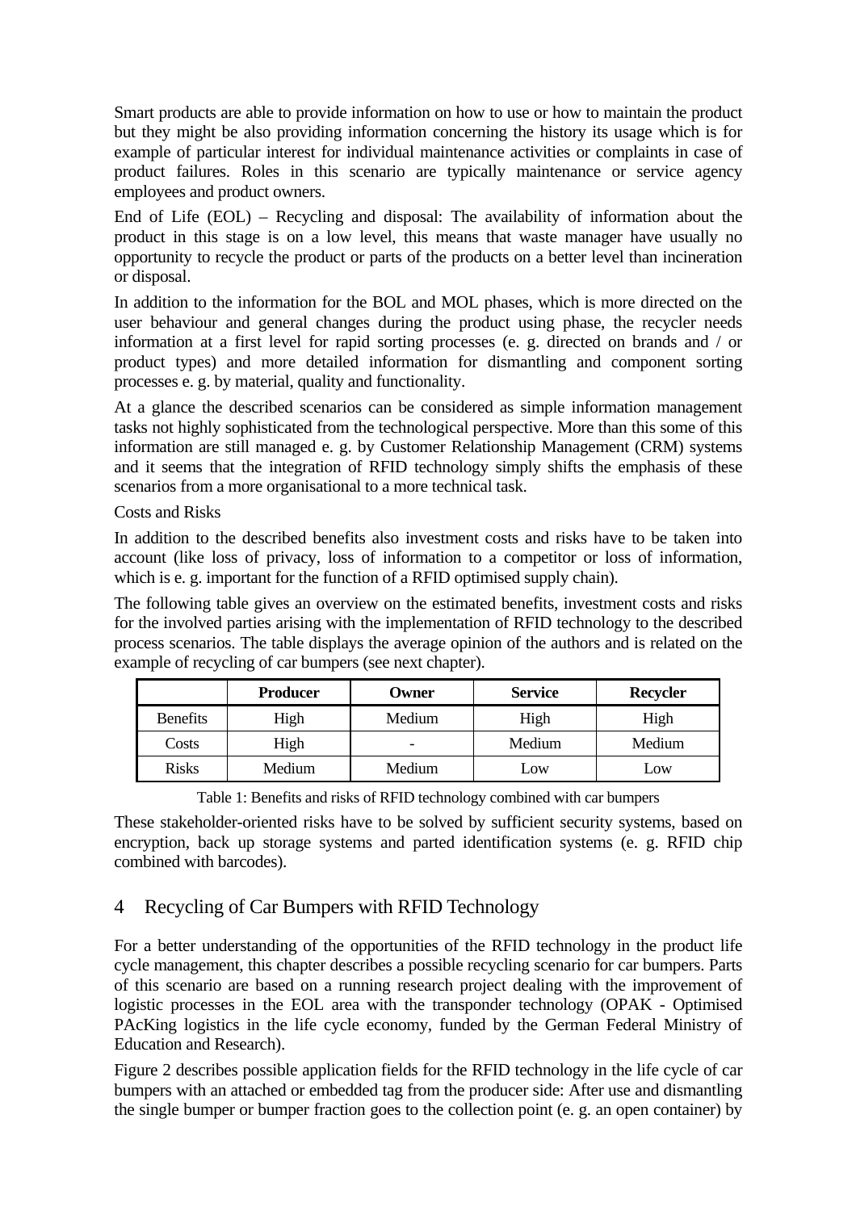Smart products are able to provide information on how to use or how to maintain the product but they might be also providing information concerning the history its usage which is for example of particular interest for individual maintenance activities or complaints in case of product failures. Roles in this scenario are typically maintenance or service agency employees and product owners.

End of Life (EOL) – Recycling and disposal: The availability of information about the product in this stage is on a low level, this means that waste manager have usually no opportunity to recycle the product or parts of the products on a better level than incineration or disposal.

In addition to the information for the BOL and MOL phases, which is more directed on the user behaviour and general changes during the product using phase, the recycler needs information at a first level for rapid sorting processes (e. g. directed on brands and / or product types) and more detailed information for dismantling and component sorting processes e. g. by material, quality and functionality.

At a glance the described scenarios can be considered as simple information management tasks not highly sophisticated from the technological perspective. More than this some of this information are still managed e. g. by Customer Relationship Management (CRM) systems and it seems that the integration of RFID technology simply shifts the emphasis of these scenarios from a more organisational to a more technical task.

Costs and Risks

In addition to the described benefits also investment costs and risks have to be taken into account (like loss of privacy, loss of information to a competitor or loss of information, which is e. g. important for the function of a RFID optimised supply chain).

The following table gives an overview on the estimated benefits, investment costs and risks for the involved parties arising with the implementation of RFID technology to the described process scenarios. The table displays the average opinion of the authors and is related on the example of recycling of car bumpers (see next chapter).

| | **Producer** | **Owner** | **Service** | **Recycler** |
|---|---|---|---|---|
| Benefits | High | Medium | High | High |
| Costs | High | - | Medium | Medium |
| Risks | Medium | Medium | Low | Low |

Table 1: Benefits and risks of RFID technology combined with car bumpers

These stakeholder-oriented risks have to be solved by sufficient security systems, based on encryption, back up storage systems and parted identification systems (e. g. RFID chip combined with barcodes).

## 4 Recycling of Car Bumpers with RFID Technology

For a better understanding of the opportunities of the RFID technology in the product life cycle management, this chapter describes a possible recycling scenario for car bumpers. Parts of this scenario are based on a running research project dealing with the improvement of logistic processes in the EOL area with the transponder technology (OPAK - Optimised PAcKing logistics in the life cycle economy, funded by the German Federal Ministry of Education and Research).

Figure 2 describes possible application fields for the RFID technology in the life cycle of car bumpers with an attached or embedded tag from the producer side: After use and dismantling the single bumper or bumper fraction goes to the collection point (e. g. an open container) by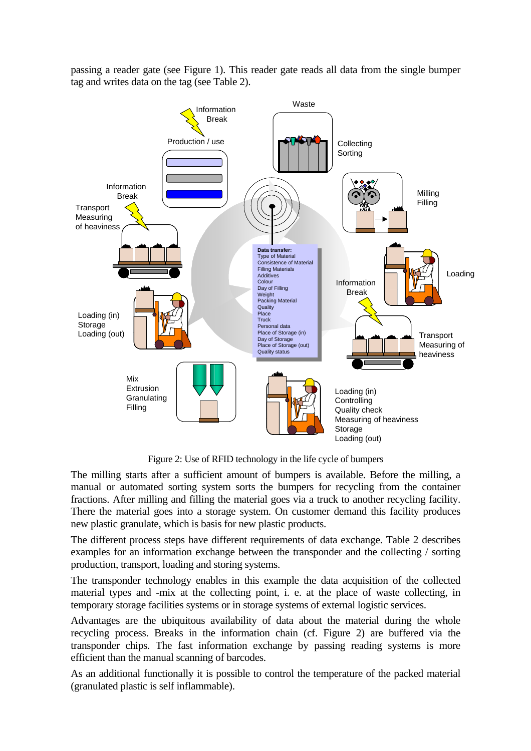passing a reader gate (see Figure 1). This reader gate reads all data from the single bumper tag and writes data on the tag (see Table 2).

Figure 2: Use of RFID technology in the life cycle of bumpers

The milling starts after a sufficient amount of bumpers is available. Before the milling, a manual or automated sorting system sorts the bumpers for recycling from the container fractions. After milling and filling the material goes via a truck to another recycling facility. There the material goes into a storage system. On customer demand this facility produces new plastic granulate, which is basis for new plastic products.

The different process steps have different requirements of data exchange. Table 2 describes examples for an information exchange between the transponder and the collecting / sorting production, transport, loading and storing systems.

The transponder technology enables in this example the data acquisition of the collected material types and -mix at the collecting point, i. e. at the place of waste collecting, in temporary storage facilities systems or in storage systems of external logistic services.

Advantages are the ubiquitous availability of data about the material during the whole recycling process. Breaks in the information chain (cf. Figure 2) are buffered via the transponder chips. The fast information exchange by passing reading systems is more efficient than the manual scanning of barcodes.

As an additional functionally it is possible to control the temperature of the packed material (granulated plastic is self inflammable).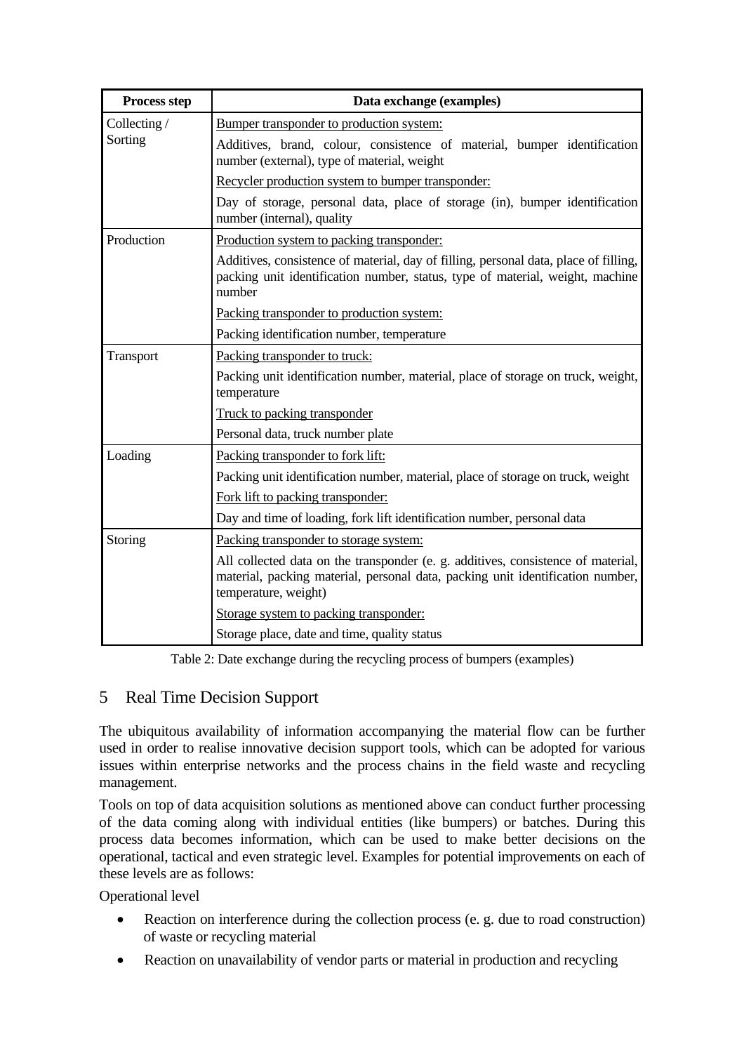| Process step | Data exchange (examples) |
|---|---|
| Collecting / Sorting | Bumper transponder to production system: |
| | Additives, brand, colour, consistence of material, bumper identification number (external), type of material, weight |
| | Recycler production system to bumper transponder: |
| | Day of storage, personal data, place of storage (in), bumper identification number (internal), quality |
| Production | Production system to packing transponder: |
| | Additives, consistence of material, day of filling, personal data, place of filling, packing unit identification number, status, type of material, weight, machine number |
| | Packing transponder to production system: |
| | Packing identification number, temperature |
| Transport | Packing transponder to truck: |
| | Packing unit identification number, material, place of storage on truck, weight, temperature |
| | Truck to packing transponder |
| | Personal data, truck number plate |
| Loading | Packing transponder to fork lift: |
| | Packing unit identification number, material, place of storage on truck, weight |
| | Fork lift to packing transponder: |
| | Day and time of loading, fork lift identification number, personal data |
| Storing | Packing transponder to storage system: |
| | All collected data on the transponder (e. g. additives, consistence of material, material, packing material, personal data, packing unit identification number, temperature, weight) |
| | Storage system to packing transponder: |
| | Storage place, date and time, quality status |

Table 2: Date exchange during the recycling process of bumpers (examples)

## 5 Real Time Decision Support

The ubiquitous availability of information accompanying the material flow can be further used in order to realise innovative decision support tools, which can be adopted for various issues within enterprise networks and the process chains in the field waste and recycling management.

Tools on top of data acquisition solutions as mentioned above can conduct further processing of the data coming along with individual entities (like bumpers) or batches. During this process data becomes information, which can be used to make better decisions on the operational, tactical and even strategic level. Examples for potential improvements on each of these levels are as follows:

Operational level

- Reaction on interference during the collection process (e. g. due to road construction) of waste or recycling material
- Reaction on unavailability of vendor parts or material in production and recycling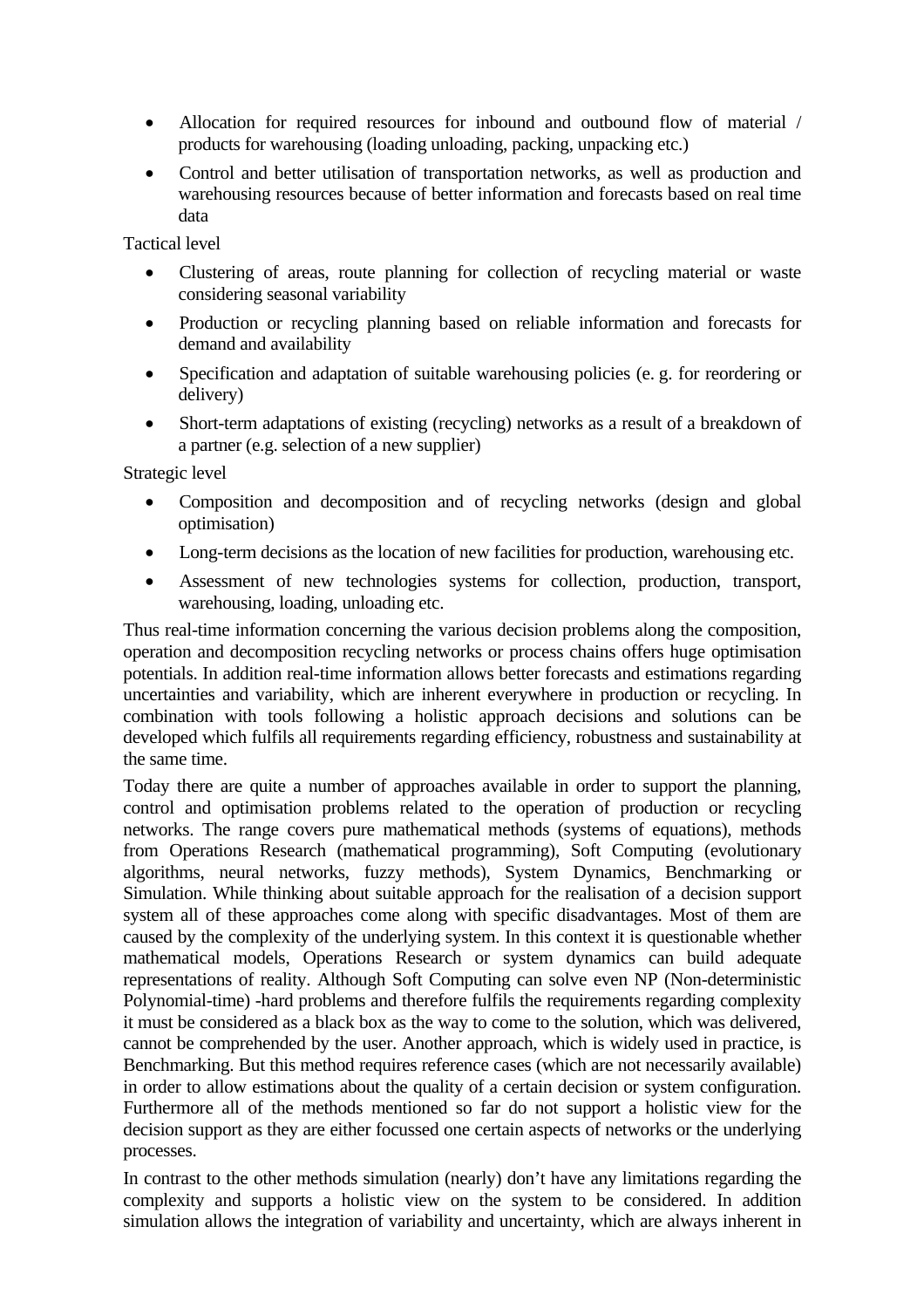- Allocation for required resources for inbound and outbound flow of material / products for warehousing (loading unloading, packing, unpacking etc.)
- Control and better utilisation of transportation networks, as well as production and warehousing resources because of better information and forecasts based on real time data

Tactical level

- Clustering of areas, route planning for collection of recycling material or waste considering seasonal variability
- Production or recycling planning based on reliable information and forecasts for demand and availability
- Specification and adaptation of suitable warehousing policies (e. g. for reordering or delivery)
- Short-term adaptations of existing (recycling) networks as a result of a breakdown of a partner (e.g. selection of a new supplier)

Strategic level

- Composition and decomposition and of recycling networks (design and global optimisation)
- Long-term decisions as the location of new facilities for production, warehousing etc.
- Assessment of new technologies systems for collection, production, transport, warehousing, loading, unloading etc.

Thus real-time information concerning the various decision problems along the composition, operation and decomposition recycling networks or process chains offers huge optimisation potentials. In addition real-time information allows better forecasts and estimations regarding uncertainties and variability, which are inherent everywhere in production or recycling. In combination with tools following a holistic approach decisions and solutions can be developed which fulfils all requirements regarding efficiency, robustness and sustainability at the same time.

Today there are quite a number of approaches available in order to support the planning, control and optimisation problems related to the operation of production or recycling networks. The range covers pure mathematical methods (systems of equations), methods from Operations Research (mathematical programming), Soft Computing (evolutionary algorithms, neural networks, fuzzy methods), System Dynamics, Benchmarking or Simulation. While thinking about suitable approach for the realisation of a decision support system all of these approaches come along with specific disadvantages. Most of them are caused by the complexity of the underlying system. In this context it is questionable whether mathematical models, Operations Research or system dynamics can build adequate representations of reality. Although Soft Computing can solve even NP (Non-deterministic Polynomial-time) -hard problems and therefore fulfils the requirements regarding complexity it must be considered as a black box as the way to come to the solution, which was delivered, cannot be comprehended by the user. Another approach, which is widely used in practice, is Benchmarking. But this method requires reference cases (which are not necessarily available) in order to allow estimations about the quality of a certain decision or system configuration. Furthermore all of the methods mentioned so far do not support a holistic view for the decision support as they are either focussed one certain aspects of networks or the underlying processes.

In contrast to the other methods simulation (nearly) don't have any limitations regarding the complexity and supports a holistic view on the system to be considered. In addition simulation allows the integration of variability and uncertainty, which are always inherent in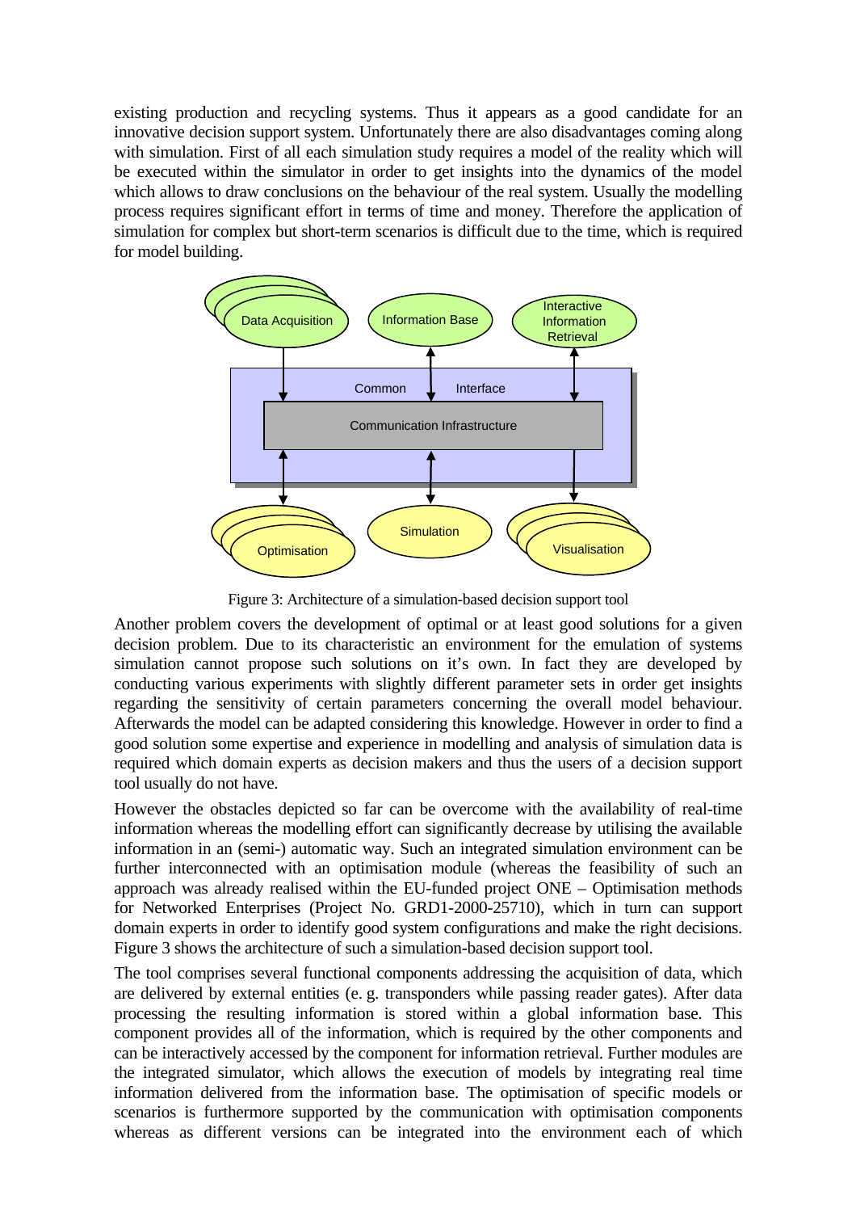existing production and recycling systems. Thus it appears as a good candidate for an innovative decision support system. Unfortunately there are also disadvantages coming along with simulation. First of all each simulation study requires a model of the reality which will be executed within the simulator in order to get insights into the dynamics of the model which allows to draw conclusions on the behaviour of the real system. Usually the modelling process requires significant effort in terms of time and money. Therefore the application of simulation for complex but short-term scenarios is difficult due to the time, which is required for model building.

Figure 3: Architecture of a simulation-based decision support tool

Another problem covers the development of optimal or at least good solutions for a given decision problem. Due to its characteristic an environment for the emulation of systems simulation cannot propose such solutions on it's own. In fact they are developed by conducting various experiments with slightly different parameter sets in order get insights regarding the sensitivity of certain parameters concerning the overall model behaviour. Afterwards the model can be adapted considering this knowledge. However in order to find a good solution some expertise and experience in modelling and analysis of simulation data is required which domain experts as decision makers and thus the users of a decision support tool usually do not have.

However the obstacles depicted so far can be overcome with the availability of real-time information whereas the modelling effort can significantly decrease by utilising the available information in an (semi-) automatic way. Such an integrated simulation environment can be further interconnected with an optimisation module (whereas the feasibility of such an approach was already realised within the EU-funded project ONE – Optimisation methods for Networked Enterprises (Project No. GRD1-2000-25710), which in turn can support domain experts in order to identify good system configurations and make the right decisions. Figure 3 shows the architecture of such a simulation-based decision support tool.

The tool comprises several functional components addressing the acquisition of data, which are delivered by external entities (e. g. transponders while passing reader gates). After data processing the resulting information is stored within a global information base. This component provides all of the information, which is required by the other components and can be interactively accessed by the component for information retrieval. Further modules are the integrated simulator, which allows the execution of models by integrating real time information delivered from the information base. The optimisation of specific models or scenarios is furthermore supported by the communication with optimisation components whereas as different versions can be integrated into the environment each of which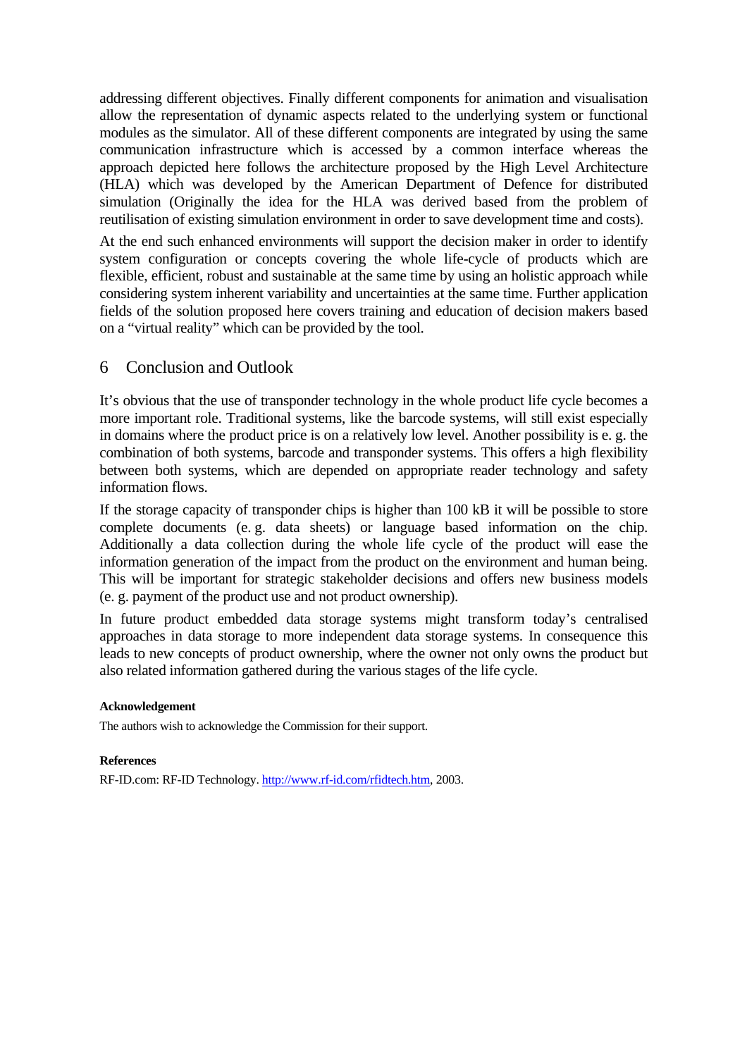addressing different objectives. Finally different components for animation and visualisation allow the representation of dynamic aspects related to the underlying system or functional modules as the simulator. All of these different components are integrated by using the same communication infrastructure which is accessed by a common interface whereas the approach depicted here follows the architecture proposed by the High Level Architecture (HLA) which was developed by the American Department of Defence for distributed simulation (Originally the idea for the HLA was derived based from the problem of reutilisation of existing simulation environment in order to save development time and costs).

At the end such enhanced environments will support the decision maker in order to identify system configuration or concepts covering the whole life-cycle of products which are flexible, efficient, robust and sustainable at the same time by using an holistic approach while considering system inherent variability and uncertainties at the same time. Further application fields of the solution proposed here covers training and education of decision makers based on a "virtual reality" which can be provided by the tool.

## 6 Conclusion and Outlook

It's obvious that the use of transponder technology in the whole product life cycle becomes a more important role. Traditional systems, like the barcode systems, will still exist especially in domains where the product price is on a relatively low level. Another possibility is e. g. the combination of both systems, barcode and transponder systems. This offers a high flexibility between both systems, which are depended on appropriate reader technology and safety information flows.

If the storage capacity of transponder chips is higher than 100 kB it will be possible to store complete documents (e. g. data sheets) or language based information on the chip. Additionally a data collection during the whole life cycle of the product will ease the information generation of the impact from the product on the environment and human being. This will be important for strategic stakeholder decisions and offers new business models (e. g. payment of the product use and not product ownership).

In future product embedded data storage systems might transform today's centralised approaches in data storage to more independent data storage systems. In consequence this leads to new concepts of product ownership, where the owner not only owns the product but also related information gathered during the various stages of the life cycle.

**Acknowledgement**

The authors wish to acknowledge the Commission for their support.

**References**

RF-ID.com: RF-ID Technology. http://www.rf-id.com/rfidtech.htm, 2003.